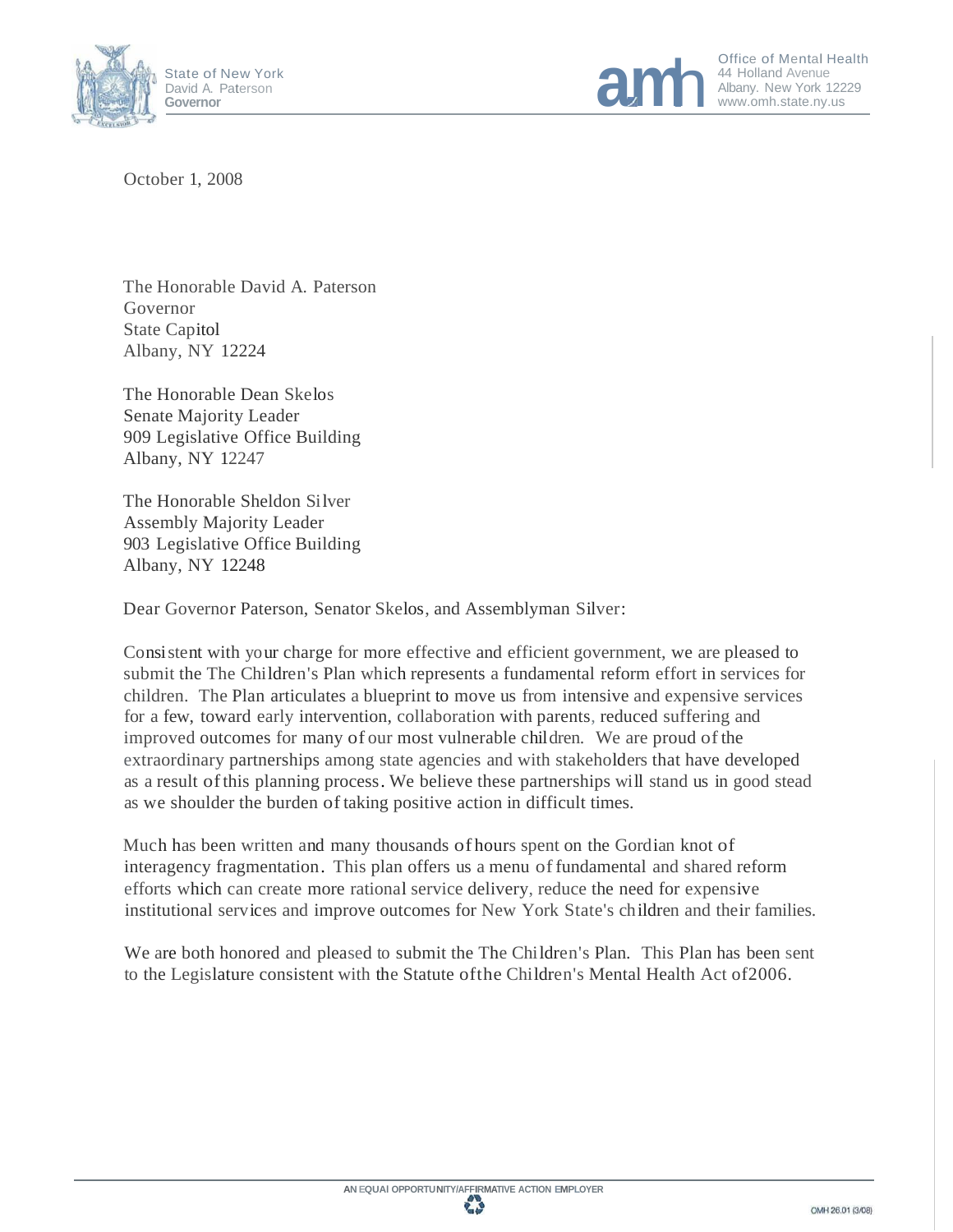State of New York
David A. Paterson
**Governor**

Office of Mental Health
44 Holland Avenue
Albany. New York 12229
www.omh.state.ny.us

October 1, 2008

The Honorable David A. Paterson
Governor
State Capitol
Albany, NY 12224

The Honorable Dean Skelos
Senate Majority Leader
909 Legislative Office Building
Albany, NY 12247

The Honorable Sheldon Silver
Assembly Majority Leader
903 Legislative Office Building
Albany, NY 12248

Dear Governor Paterson, Senator Skelos, and Assemblyman Silver:

Consistent with your charge for more effective and efficient government, we are pleased to submit the The Children's Plan which represents a fundamental reform effort in services for children. The Plan articulates a blueprint to move us from intensive and expensive services for a few, toward early intervention, collaboration with parents, reduced suffering and improved outcomes for many of our most vulnerable children. We are proud of the extraordinary partnerships among state agencies and with stakeholders that have developed as a result of this planning process. We believe these partnerships will stand us in good stead as we shoulder the burden of taking positive action in difficult times.

Much has been written and many thousands of hours spent on the Gordian knot of interagency fragmentation. This plan offers us a menu of fundamental and shared reform efforts which can create more rational service delivery, reduce the need for expensive institutional services and improve outcomes for New York State's children and their families.

We are both honored and pleased to submit the The Children's Plan. This Plan has been sent to the Legislature consistent with the Statute of the Children's Mental Health Act of 2006.

AN EQUAL OPPORTUNITY/AFFIRMATIVE ACTION EMPLOYER

OMH 26.01 (3/08)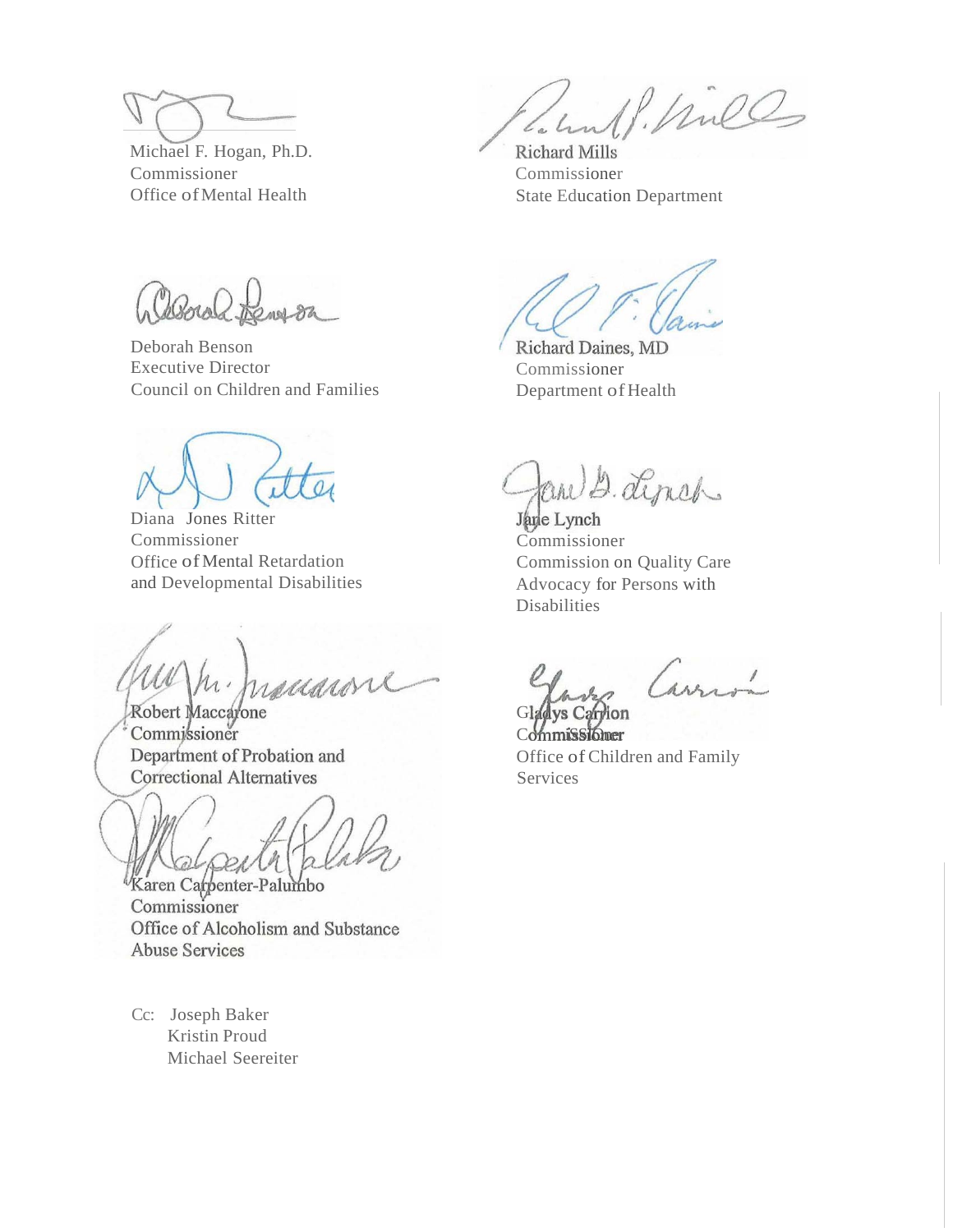Michael F. Hogan, Ph.D.
Commissioner
Office of Mental Health

Richard Mills
Commissioner
State Education Department

Deborah Benson
Executive Director
Council on Children and Families

Richard Daines, MD
Commissioner
Department of Health

Diana Jones Ritter
Commissioner
Office of Mental Retardation
and Developmental Disabilities

Jane Lynch
Commissioner
Commission on Quality Care
Advocacy for Persons with
Disabilities

Robert Maccarone
Commissioner
Department of Probation and
Correctional Alternatives

Gladys Carrion
Commissioner
Office of Children and Family
Services

Karen Carpenter-Palumbo
Commissioner
Office of Alcoholism and Substance
Abuse Services

Cc: Joseph Baker
Kristin Proud
Michael Seereiter